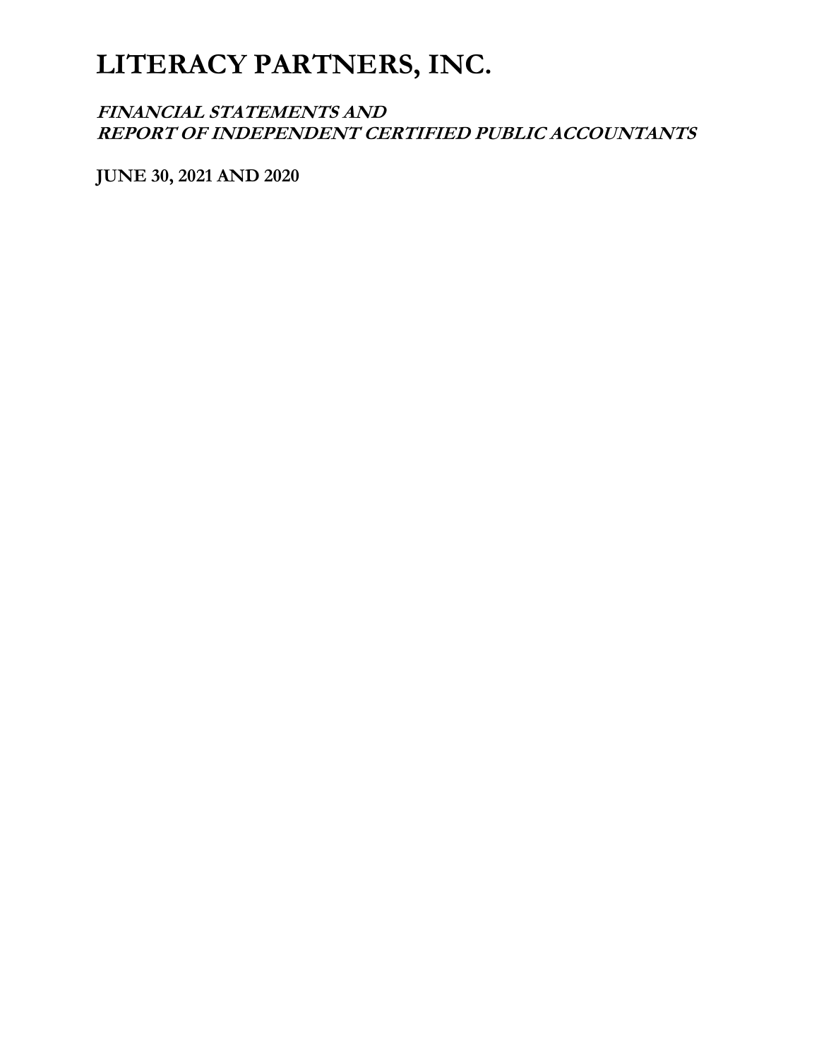# LITERACY PARTNERS, INC.

***FINANCIAL STATEMENTS AND***
***REPORT OF INDEPENDENT CERTIFIED PUBLIC ACCOUNTANTS***

**JUNE 30, 2021 AND 2020**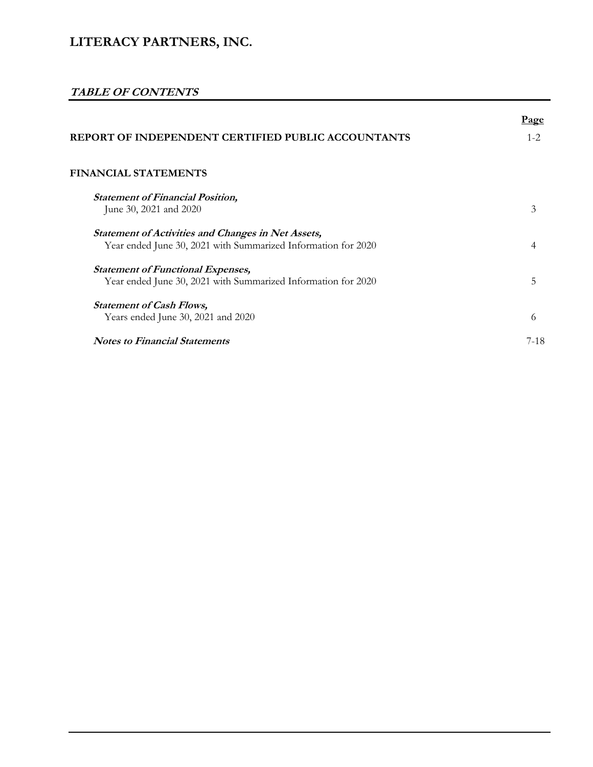# LITERACY PARTNERS, INC.

## *TABLE OF CONTENTS*

| | Page |
|---|---|
| **REPORT OF INDEPENDENT CERTIFIED PUBLIC ACCOUNTANTS** | 1-2 |
| **FINANCIAL STATEMENTS** | |
| ***Statement of Financial Position,*** June 30, 2021 and 2020 | 3 |
| ***Statement of Activities and Changes in Net Assets,*** Year ended June 30, 2021 with Summarized Information for 2020 | 4 |
| ***Statement of Functional Expenses,*** Year ended June 30, 2021 with Summarized Information for 2020 | 5 |
| ***Statement of Cash Flows,*** Years ended June 30, 2021 and 2020 | 6 |
| ***Notes to Financial Statements*** | 7-18 |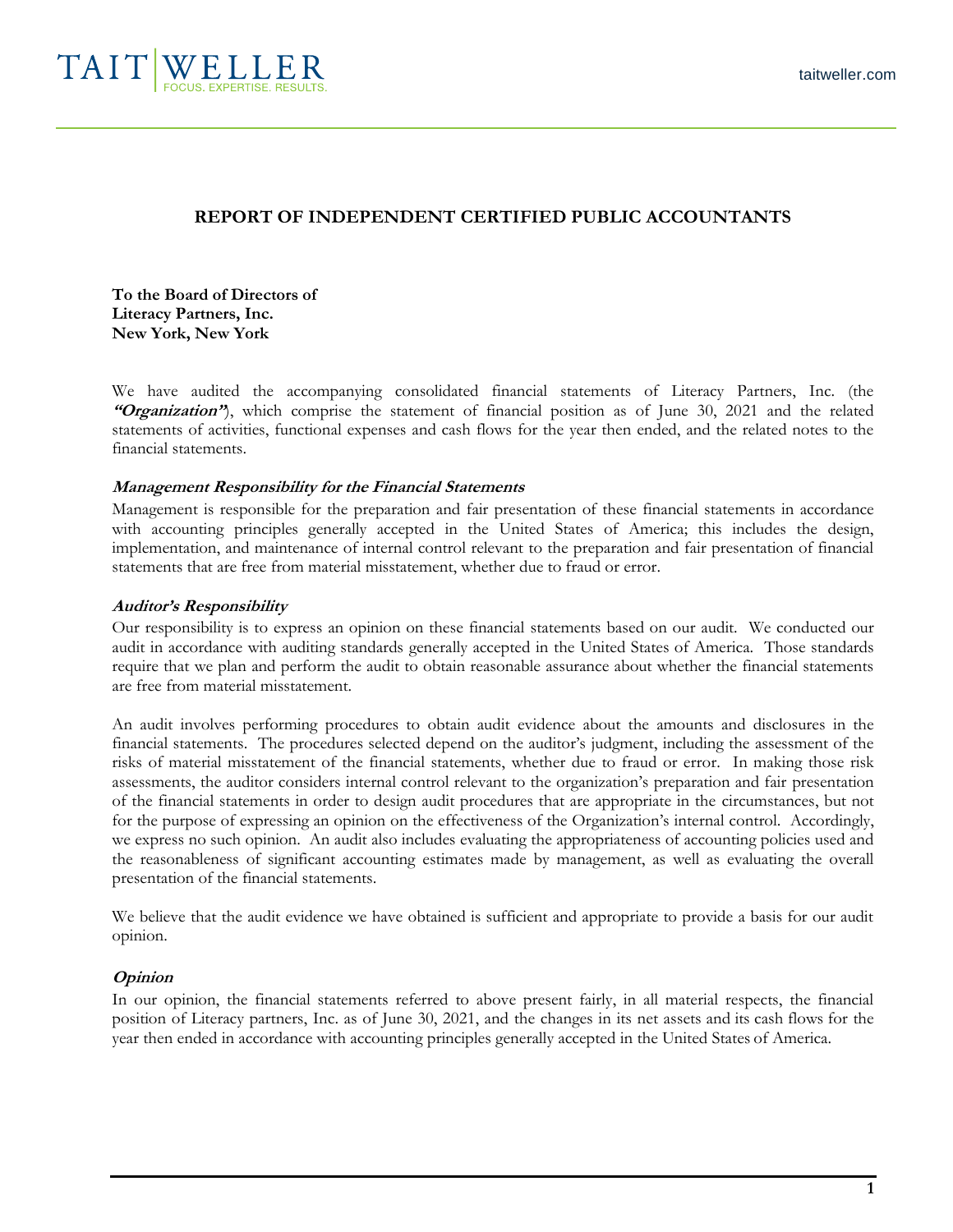## REPORT OF INDEPENDENT CERTIFIED PUBLIC ACCOUNTANTS

**To the Board of Directors of**
**Literacy Partners, Inc.**
**New York, New York**

We have audited the accompanying consolidated financial statements of Literacy Partners, Inc. (the ***"Organization"***), which comprise the statement of financial position as of June 30, 2021 and the related statements of activities, functional expenses and cash flows for the year then ended, and the related notes to the financial statements.

### *Management Responsibility for the Financial Statements*

Management is responsible for the preparation and fair presentation of these financial statements in accordance with accounting principles generally accepted in the United States of America; this includes the design, implementation, and maintenance of internal control relevant to the preparation and fair presentation of financial statements that are free from material misstatement, whether due to fraud or error.

### *Auditor's Responsibility*

Our responsibility is to express an opinion on these financial statements based on our audit. We conducted our audit in accordance with auditing standards generally accepted in the United States of America. Those standards require that we plan and perform the audit to obtain reasonable assurance about whether the financial statements are free from material misstatement.

An audit involves performing procedures to obtain audit evidence about the amounts and disclosures in the financial statements. The procedures selected depend on the auditor's judgment, including the assessment of the risks of material misstatement of the financial statements, whether due to fraud or error. In making those risk assessments, the auditor considers internal control relevant to the organization's preparation and fair presentation of the financial statements in order to design audit procedures that are appropriate in the circumstances, but not for the purpose of expressing an opinion on the effectiveness of the Organization's internal control. Accordingly, we express no such opinion. An audit also includes evaluating the appropriateness of accounting policies used and the reasonableness of significant accounting estimates made by management, as well as evaluating the overall presentation of the financial statements.

We believe that the audit evidence we have obtained is sufficient and appropriate to provide a basis for our audit opinion.

### *Opinion*

In our opinion, the financial statements referred to above present fairly, in all material respects, the financial position of Literacy partners, Inc. as of June 30, 2021, and the changes in its net assets and its cash flows for the year then ended in accordance with accounting principles generally accepted in the United States of America.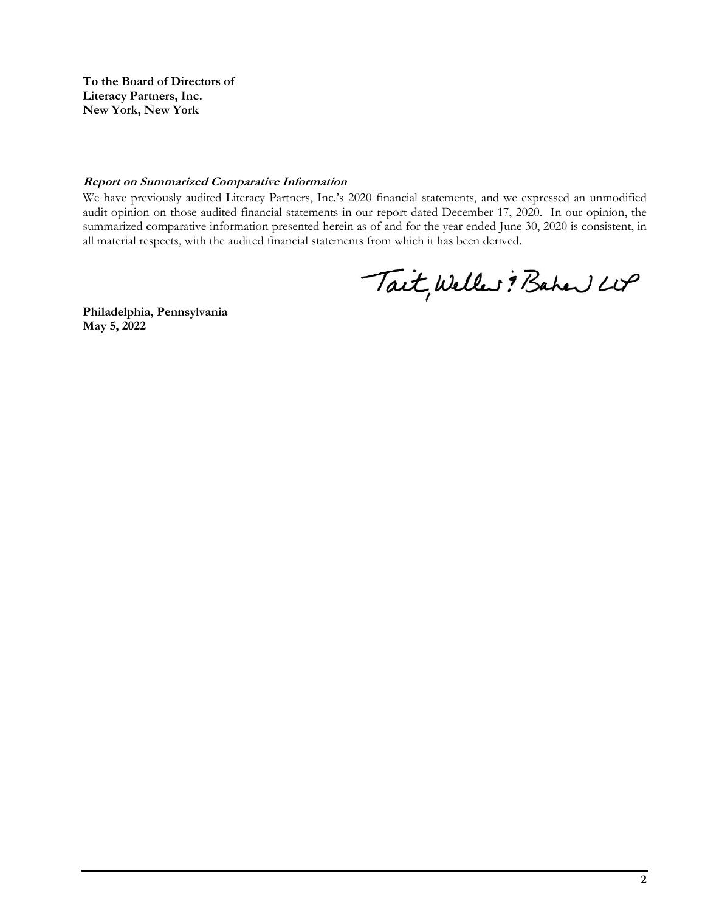**To the Board of Directors of**
**Literacy Partners, Inc.**
**New York, New York**

***Report on Summarized Comparative Information***

We have previously audited Literacy Partners, Inc.'s 2020 financial statements, and we expressed an unmodified audit opinion on those audited financial statements in our report dated December 17, 2020. In our opinion, the summarized comparative information presented herein as of and for the year ended June 30, 2020 is consistent, in all material respects, with the audited financial statements from which it has been derived.

Tait, Weller & Baker LLP

**Philadelphia, Pennsylvania**
**May 5, 2022**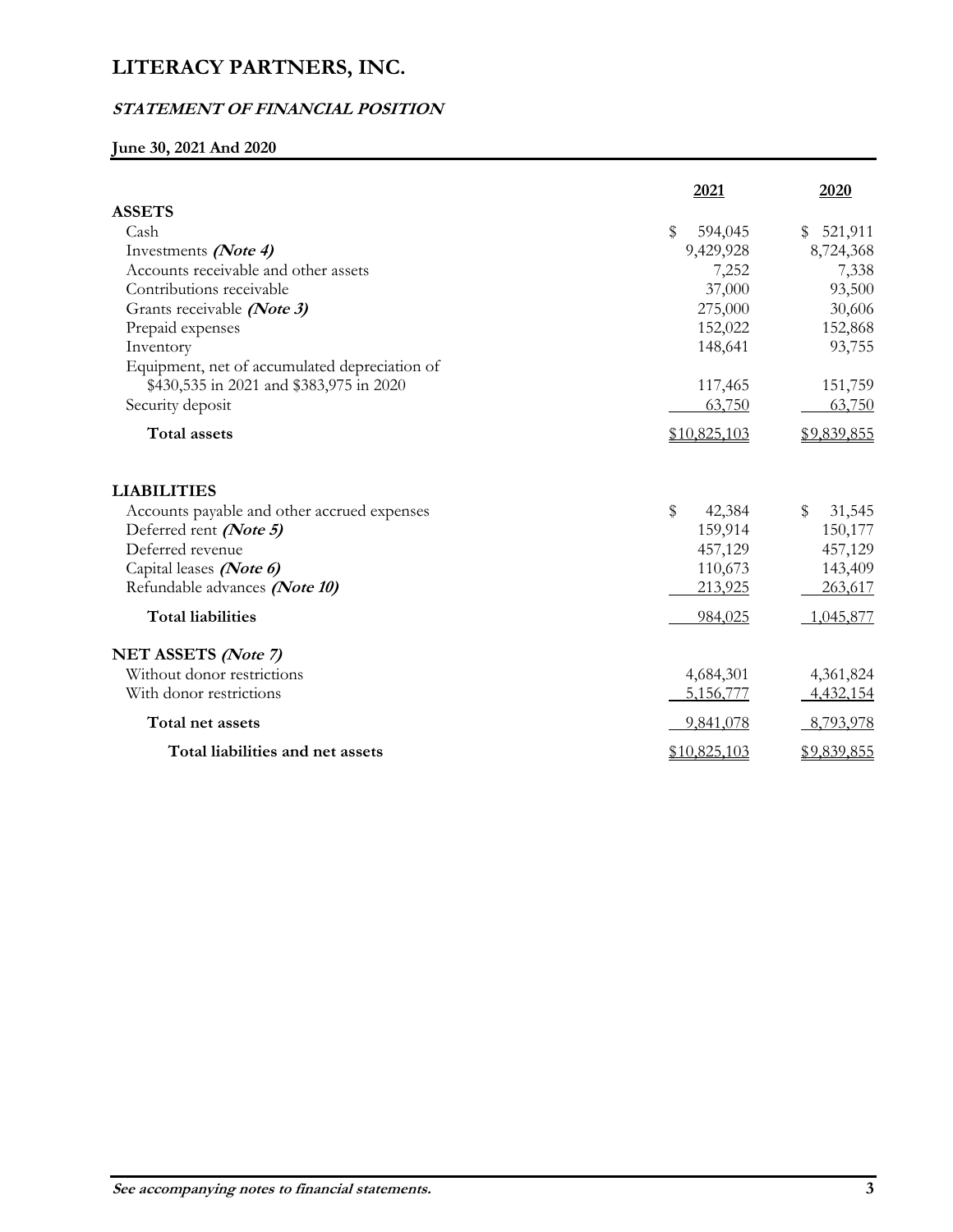# LITERACY PARTNERS, INC.

## *STATEMENT OF FINANCIAL POSITION*

**June 30, 2021 And 2020**

| | **2021** | **2020** |
|---|---|---|
| **ASSETS** | | |
| Cash | $ 594,045 | $ 521,911 |
| Investments ***(Note 4)*** | 9,429,928 | 8,724,368 |
| Accounts receivable and other assets | 7,252 | 7,338 |
| Contributions receivable | 37,000 | 93,500 |
| Grants receivable ***(Note 3)*** | 275,000 | 30,606 |
| Prepaid expenses | 152,022 | 152,868 |
| Inventory | 148,641 | 93,755 |
| Equipment, net of accumulated depreciation of $430,535 in 2021 and $383,975 in 2020 | 117,465 | 151,759 |
| Security deposit | 63,750 | 63,750 |
| **Total assets** | $10,825,103 | $9,839,855 |
| | | |
| **LIABILITIES** | | |
| Accounts payable and other accrued expenses | $ 42,384 | $ 31,545 |
| Deferred rent ***(Note 5)*** | 159,914 | 150,177 |
| Deferred revenue | 457,129 | 457,129 |
| Capital leases ***(Note 6)*** | 110,673 | 143,409 |
| Refundable advances ***(Note 10)*** | 213,925 | 263,617 |
| **Total liabilities** | 984,025 | 1,045,877 |
| | | |
| **NET ASSETS *(Note 7)*** | | |
| Without donor restrictions | 4,684,301 | 4,361,824 |
| With donor restrictions | 5,156,777 | 4,432,154 |
| **Total net assets** | 9,841,078 | 8,793,978 |
| **Total liabilities and net assets** | $10,825,103 | $9,839,855 |

***See accompanying notes to financial statements.***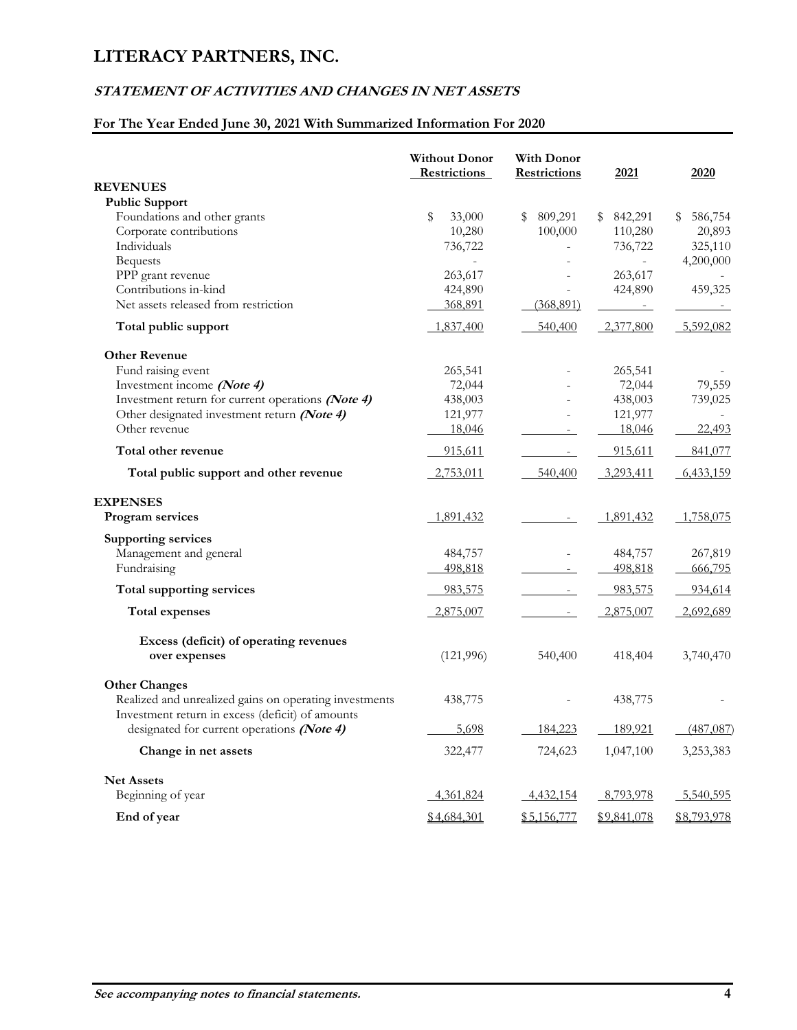# LITERACY PARTNERS, INC.

## *STATEMENT OF ACTIVITIES AND CHANGES IN NET ASSETS*

### For The Year Ended June 30, 2021 With Summarized Information For 2020

| | Without Donor Restrictions | With Donor Restrictions | 2021 | 2020 |
|---|---|---|---|---|
| **REVENUES** | | | | |
| **Public Support** | | | | |
| Foundations and other grants | $ 33,000 | $ 809,291 | $ 842,291 | $ 586,754 |
| Corporate contributions | 10,280 | 100,000 | 110,280 | 20,893 |
| Individuals | 736,722 | - | 736,722 | 325,110 |
| Bequests | - | - | - | 4,200,000 |
| PPP grant revenue | 263,617 | - | 263,617 | - |
| Contributions in-kind | 424,890 | - | 424,890 | 459,325 |
| Net assets released from restriction | 368,891 | (368,891) | - | - |
| **Total public support** | 1,837,400 | 540,400 | 2,377,800 | 5,592,082 |
| **Other Revenue** | | | | |
| Fund raising event | 265,541 | - | 265,541 | - |
| Investment income ***(Note 4)*** | 72,044 | - | 72,044 | 79,559 |
| Investment return for current operations ***(Note 4)*** | 438,003 | - | 438,003 | 739,025 |
| Other designated investment return ***(Note 4)*** | 121,977 | - | 121,977 | - |
| Other revenue | 18,046 | - | 18,046 | 22,493 |
| **Total other revenue** | 915,611 | - | 915,611 | 841,077 |
| **Total public support and other revenue** | 2,753,011 | 540,400 | 3,293,411 | 6,433,159 |
| **EXPENSES** | | | | |
| **Program services** | 1,891,432 | - | 1,891,432 | 1,758,075 |
| **Supporting services** | | | | |
| Management and general | 484,757 | - | 484,757 | 267,819 |
| Fundraising | 498,818 | - | 498,818 | 666,795 |
| **Total supporting services** | 983,575 | - | 983,575 | 934,614 |
| **Total expenses** | 2,875,007 | - | 2,875,007 | 2,692,689 |
| **Excess (deficit) of operating revenues over expenses** | (121,996) | 540,400 | 418,404 | 3,740,470 |
| **Other Changes** | | | | |
| Realized and unrealized gains on operating investments | 438,775 | - | 438,775 | - |
| Investment return in excess (deficit) of amounts designated for current operations ***(Note 4)*** | 5,698 | 184,223 | 189,921 | (487,087) |
| **Change in net assets** | 322,477 | 724,623 | 1,047,100 | 3,253,383 |
| **Net Assets** | | | | |
| Beginning of year | 4,361,824 | 4,432,154 | 8,793,978 | 5,540,595 |
| **End of year** | $4,684,301 | $5,156,777 | $9,841,078 | $8,793,978 |

***See accompanying notes to financial statements.***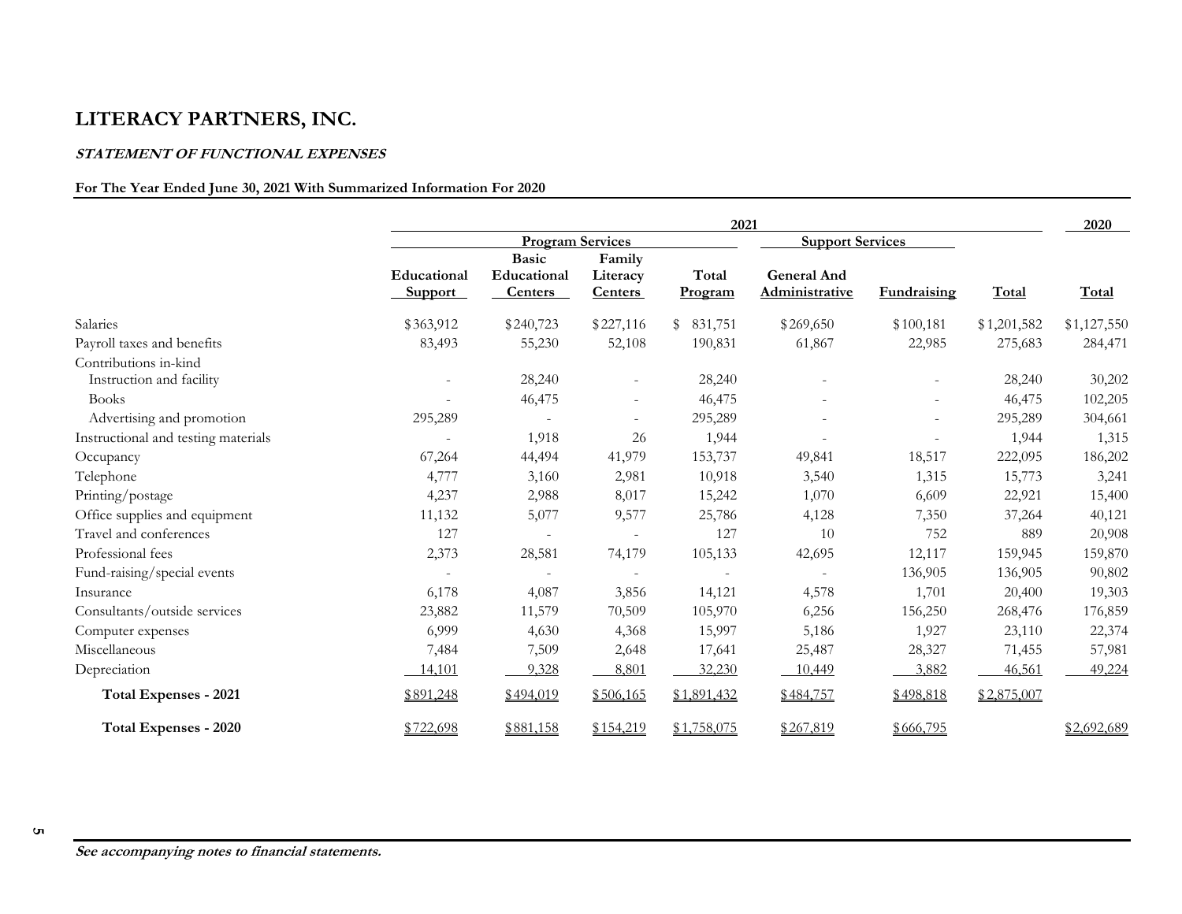# LITERACY PARTNERS, INC.

***STATEMENT OF FUNCTIONAL EXPENSES***

**For The Year Ended June 30, 2021 With Summarized Information For 2020**

| | 2021 | | | | | | | 2020 |
|---|---|---|---|---|---|---|---|---|
| | Program Services | | | | Support Services | | | |
| | Educational Support | Basic Educational Centers | Family Literacy Centers | Total Program | General And Administrative | Fundraising | Total | Total |
| Salaries | $363,912 | $240,723 | $227,116 | $ 831,751 | $269,650 | $100,181 | $1,201,582 | $1,127,550 |
| Payroll taxes and benefits | 83,493 | 55,230 | 52,108 | 190,831 | 61,867 | 22,985 | 275,683 | 284,471 |
| Contributions in-kind | | | | | | | | |
| Instruction and facility | - | 28,240 | - | 28,240 | - | - | 28,240 | 30,202 |
| Books | - | 46,475 | - | 46,475 | - | - | 46,475 | 102,205 |
| Advertising and promotion | 295,289 | - | - | 295,289 | - | - | 295,289 | 304,661 |
| Instructional and testing materials | - | 1,918 | 26 | 1,944 | - | - | 1,944 | 1,315 |
| Occupancy | 67,264 | 44,494 | 41,979 | 153,737 | 49,841 | 18,517 | 222,095 | 186,202 |
| Telephone | 4,777 | 3,160 | 2,981 | 10,918 | 3,540 | 1,315 | 15,773 | 3,241 |
| Printing/postage | 4,237 | 2,988 | 8,017 | 15,242 | 1,070 | 6,609 | 22,921 | 15,400 |
| Office supplies and equipment | 11,132 | 5,077 | 9,577 | 25,786 | 4,128 | 7,350 | 37,264 | 40,121 |
| Travel and conferences | 127 | - | - | 127 | 10 | 752 | 889 | 20,908 |
| Professional fees | 2,373 | 28,581 | 74,179 | 105,133 | 42,695 | 12,117 | 159,945 | 159,870 |
| Fund-raising/special events | - | - | - | - | - | 136,905 | 136,905 | 90,802 |
| Insurance | 6,178 | 4,087 | 3,856 | 14,121 | 4,578 | 1,701 | 20,400 | 19,303 |
| Consultants/outside services | 23,882 | 11,579 | 70,509 | 105,970 | 6,256 | 156,250 | 268,476 | 176,859 |
| Computer expenses | 6,999 | 4,630 | 4,368 | 15,997 | 5,186 | 1,927 | 23,110 | 22,374 |
| Miscellaneous | 7,484 | 7,509 | 2,648 | 17,641 | 25,487 | 28,327 | 71,455 | 57,981 |
| Depreciation | 14,101 | 9,328 | 8,801 | 32,230 | 10,449 | 3,882 | 46,561 | 49,224 |
| **Total Expenses - 2021** | $891,248 | $494,019 | $506,165 | $1,891,432 | $484,757 | $498,818 | $2,875,007 | |
| **Total Expenses - 2020** | $722,698 | $881,158 | $154,219 | $1,758,075 | $267,819 | $666,795 | | $2,692,689 |

***See accompanying notes to financial statements.***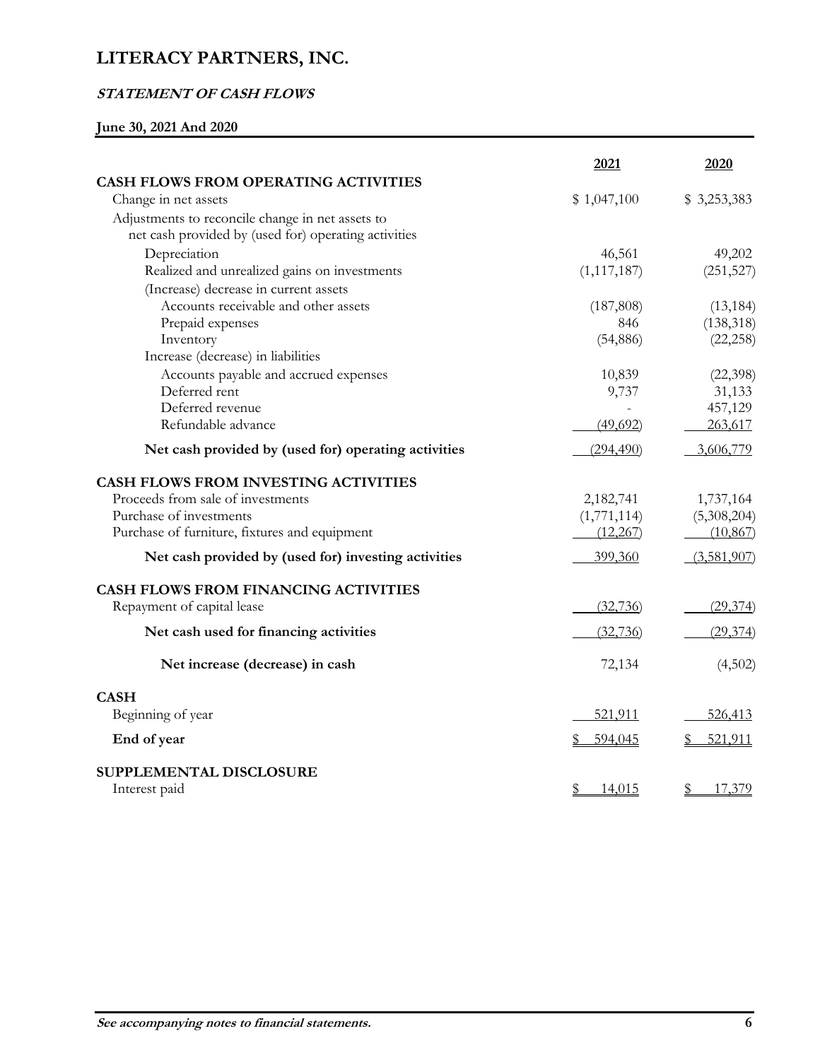# LITERACY PARTNERS, INC.

***STATEMENT OF CASH FLOWS***

**June 30, 2021 And 2020**

| | 2021 | 2020 |
|---|---|---|
| **CASH FLOWS FROM OPERATING ACTIVITIES** | | |
| Change in net assets | $ 1,047,100 | $ 3,253,383 |
| Adjustments to reconcile change in net assets to net cash provided by (used for) operating activities | | |
| Depreciation | 46,561 | 49,202 |
| Realized and unrealized gains on investments | (1,117,187) | (251,527) |
| (Increase) decrease in current assets | | |
| Accounts receivable and other assets | (187,808) | (13,184) |
| Prepaid expenses | 846 | (138,318) |
| Inventory | (54,886) | (22,258) |
| Increase (decrease) in liabilities | | |
| Accounts payable and accrued expenses | 10,839 | (22,398) |
| Deferred rent | 9,737 | 31,133 |
| Deferred revenue | - | 457,129 |
| Refundable advance | (49,692) | 263,617 |
| **Net cash provided by (used for) operating activities** | (294,490) | 3,606,779 |
| **CASH FLOWS FROM INVESTING ACTIVITIES** | | |
| Proceeds from sale of investments | 2,182,741 | 1,737,164 |
| Purchase of investments | (1,771,114) | (5,308,204) |
| Purchase of furniture, fixtures and equipment | (12,267) | (10,867) |
| **Net cash provided by (used for) investing activities** | 399,360 | (3,581,907) |
| **CASH FLOWS FROM FINANCING ACTIVITIES** | | |
| Repayment of capital lease | (32,736) | (29,374) |
| **Net cash used for financing activities** | (32,736) | (29,374) |
| **Net increase (decrease) in cash** | 72,134 | (4,502) |
| **CASH** | | |
| Beginning of year | 521,911 | 526,413 |
| **End of year** | $ 594,045 | $ 521,911 |
| **SUPPLEMENTAL DISCLOSURE** | | |
| Interest paid | $ 14,015 | $ 17,379 |

***See accompanying notes to financial statements.***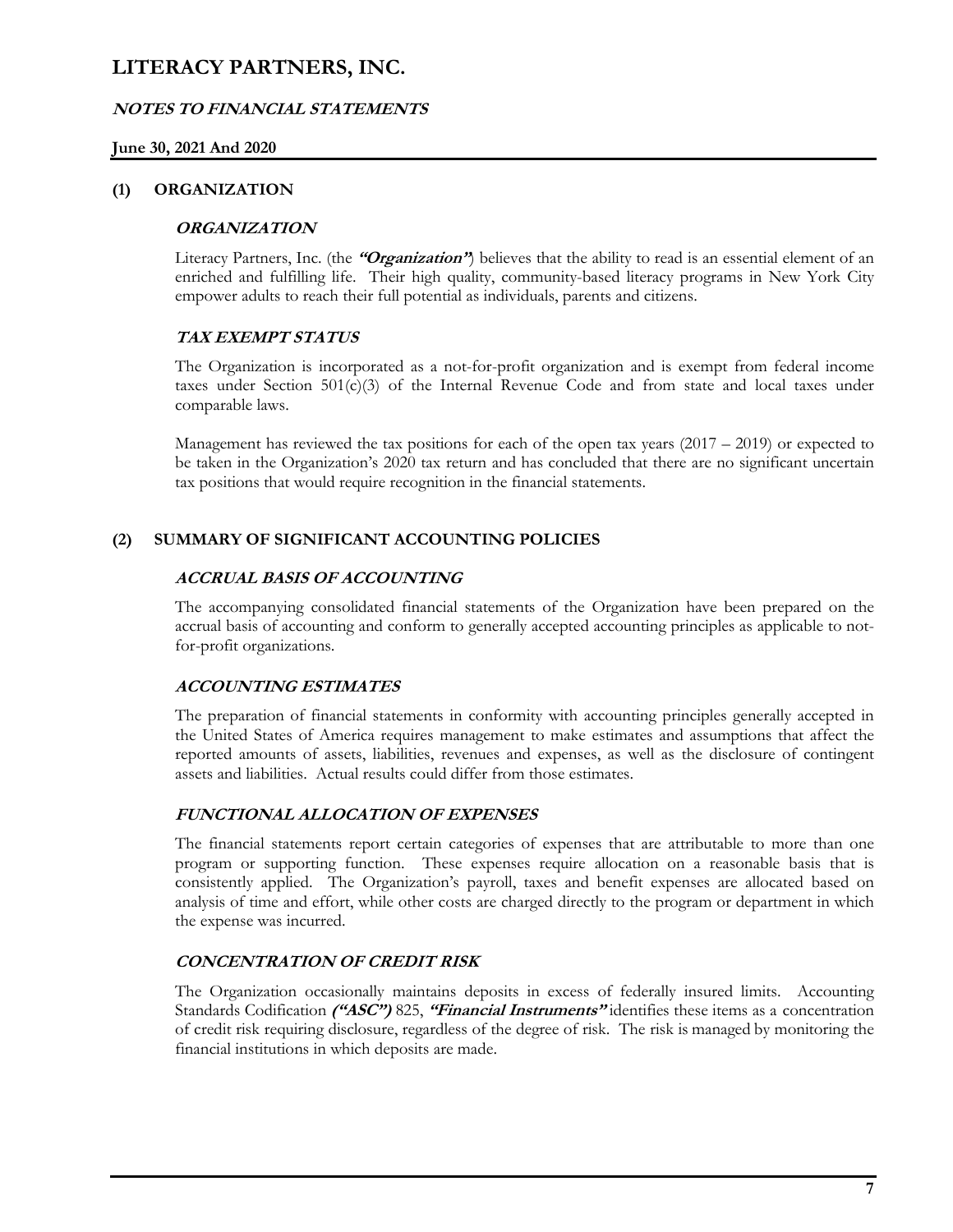# LITERACY PARTNERS, INC.

## NOTES TO FINANCIAL STATEMENTS

**June 30, 2021 And 2020**

## (1) ORGANIZATION

### ORGANIZATION

Literacy Partners, Inc. (the ***"Organization"***) believes that the ability to read is an essential element of an enriched and fulfilling life. Their high quality, community-based literacy programs in New York City empower adults to reach their full potential as individuals, parents and citizens.

### TAX EXEMPT STATUS

The Organization is incorporated as a not-for-profit organization and is exempt from federal income taxes under Section 501(c)(3) of the Internal Revenue Code and from state and local taxes under comparable laws.

Management has reviewed the tax positions for each of the open tax years (2017 – 2019) or expected to be taken in the Organization's 2020 tax return and has concluded that there are no significant uncertain tax positions that would require recognition in the financial statements.

## (2) SUMMARY OF SIGNIFICANT ACCOUNTING POLICIES

### ACCRUAL BASIS OF ACCOUNTING

The accompanying consolidated financial statements of the Organization have been prepared on the accrual basis of accounting and conform to generally accepted accounting principles as applicable to not-for-profit organizations.

### ACCOUNTING ESTIMATES

The preparation of financial statements in conformity with accounting principles generally accepted in the United States of America requires management to make estimates and assumptions that affect the reported amounts of assets, liabilities, revenues and expenses, as well as the disclosure of contingent assets and liabilities. Actual results could differ from those estimates.

### FUNCTIONAL ALLOCATION OF EXPENSES

The financial statements report certain categories of expenses that are attributable to more than one program or supporting function. These expenses require allocation on a reasonable basis that is consistently applied. The Organization's payroll, taxes and benefit expenses are allocated based on analysis of time and effort, while other costs are charged directly to the program or department in which the expense was incurred.

### CONCENTRATION OF CREDIT RISK

The Organization occasionally maintains deposits in excess of federally insured limits. Accounting Standards Codification ***("ASC")*** 825, ***"Financial Instruments"*** identifies these items as a concentration of credit risk requiring disclosure, regardless of the degree of risk. The risk is managed by monitoring the financial institutions in which deposits are made.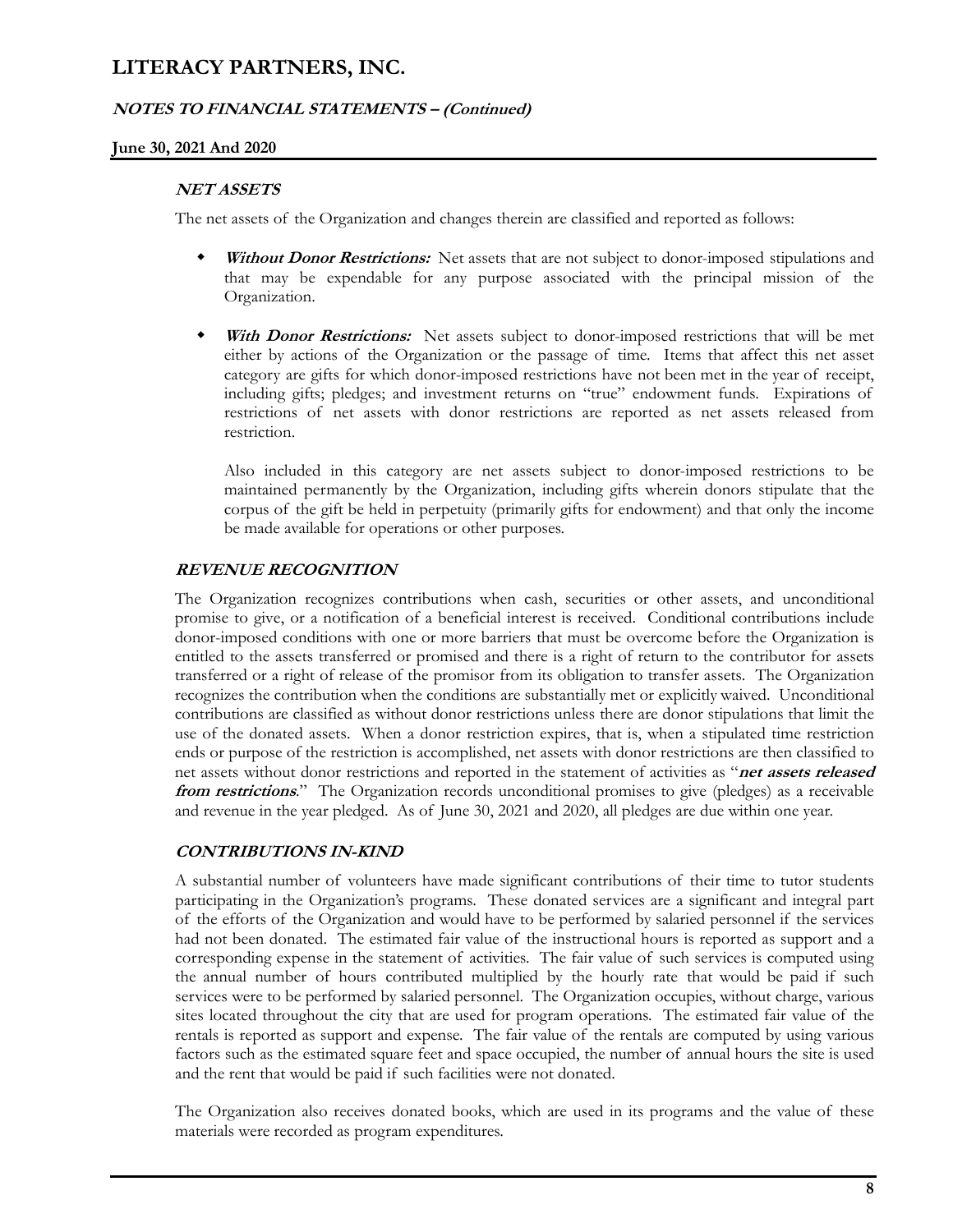# LITERACY PARTNERS, INC.

## NOTES TO FINANCIAL STATEMENTS – (Continued)

### June 30, 2021 And 2020

#### NET ASSETS

The net assets of the Organization and changes therein are classified and reported as follows:

- ***Without Donor Restrictions:*** Net assets that are not subject to donor-imposed stipulations and that may be expendable for any purpose associated with the principal mission of the Organization.

- ***With Donor Restrictions:*** Net assets subject to donor-imposed restrictions that will be met either by actions of the Organization or the passage of time. Items that affect this net asset category are gifts for which donor-imposed restrictions have not been met in the year of receipt, including gifts; pledges; and investment returns on "true" endowment funds. Expirations of restrictions of net assets with donor restrictions are reported as net assets released from restriction.

  Also included in this category are net assets subject to donor-imposed restrictions to be maintained permanently by the Organization, including gifts wherein donors stipulate that the corpus of the gift be held in perpetuity (primarily gifts for endowment) and that only the income be made available for operations or other purposes.

#### REVENUE RECOGNITION

The Organization recognizes contributions when cash, securities or other assets, and unconditional promise to give, or a notification of a beneficial interest is received. Conditional contributions include donor-imposed conditions with one or more barriers that must be overcome before the Organization is entitled to the assets transferred or promised and there is a right of return to the contributor for assets transferred or a right of release of the promisor from its obligation to transfer assets. The Organization recognizes the contribution when the conditions are substantially met or explicitly waived. Unconditional contributions are classified as without donor restrictions unless there are donor stipulations that limit the use of the donated assets. When a donor restriction expires, that is, when a stipulated time restriction ends or purpose of the restriction is accomplished, net assets with donor restrictions are then classified to net assets without donor restrictions and reported in the statement of activities as "***net assets released from restrictions***." The Organization records unconditional promises to give (pledges) as a receivable and revenue in the year pledged. As of June 30, 2021 and 2020, all pledges are due within one year.

#### CONTRIBUTIONS IN-KIND

A substantial number of volunteers have made significant contributions of their time to tutor students participating in the Organization's programs. These donated services are a significant and integral part of the efforts of the Organization and would have to be performed by salaried personnel if the services had not been donated. The estimated fair value of the instructional hours is reported as support and a corresponding expense in the statement of activities. The fair value of such services is computed using the annual number of hours contributed multiplied by the hourly rate that would be paid if such services were to be performed by salaried personnel. The Organization occupies, without charge, various sites located throughout the city that are used for program operations. The estimated fair value of the rentals is reported as support and expense. The fair value of the rentals are computed by using various factors such as the estimated square feet and space occupied, the number of annual hours the site is used and the rent that would be paid if such facilities were not donated.

The Organization also receives donated books, which are used in its programs and the value of these materials were recorded as program expenditures.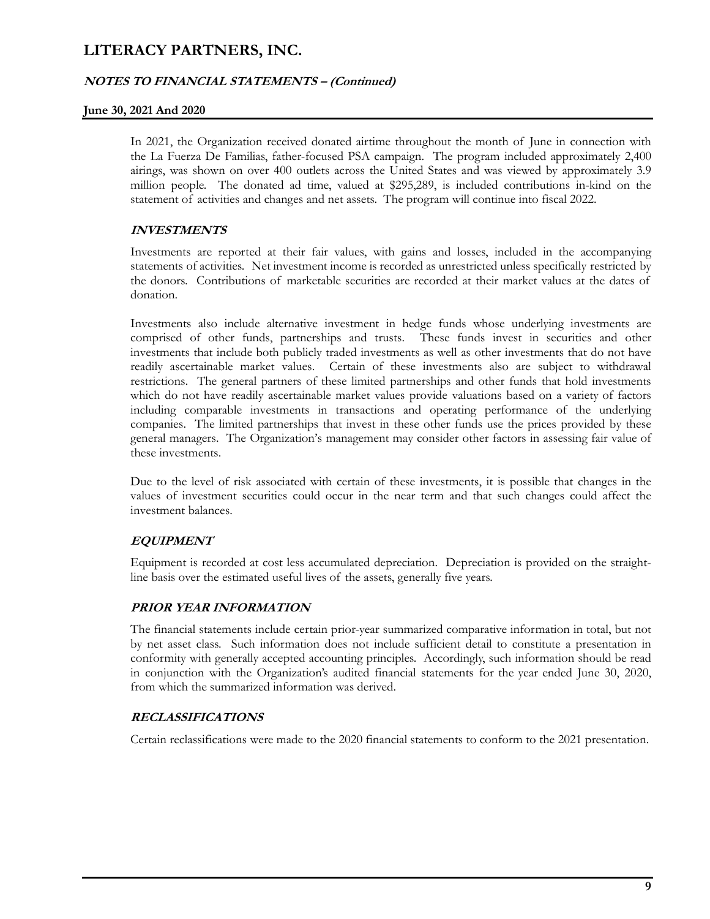In 2021, the Organization received donated airtime throughout the month of June in connection with the La Fuerza De Familias, father-focused PSA campaign. The program included approximately 2,400 airings, was shown on over 400 outlets across the United States and was viewed by approximately 3.9 million people. The donated ad time, valued at $295,289, is included contributions in-kind on the statement of activities and changes and net assets. The program will continue into fiscal 2022.

### ***INVESTMENTS***

Investments are reported at their fair values, with gains and losses, included in the accompanying statements of activities. Net investment income is recorded as unrestricted unless specifically restricted by the donors. Contributions of marketable securities are recorded at their market values at the dates of donation.

Investments also include alternative investment in hedge funds whose underlying investments are comprised of other funds, partnerships and trusts. These funds invest in securities and other investments that include both publicly traded investments as well as other investments that do not have readily ascertainable market values. Certain of these investments also are subject to withdrawal restrictions. The general partners of these limited partnerships and other funds that hold investments which do not have readily ascertainable market values provide valuations based on a variety of factors including comparable investments in transactions and operating performance of the underlying companies. The limited partnerships that invest in these other funds use the prices provided by these general managers. The Organization's management may consider other factors in assessing fair value of these investments.

Due to the level of risk associated with certain of these investments, it is possible that changes in the values of investment securities could occur in the near term and that such changes could affect the investment balances.

### ***EQUIPMENT***

Equipment is recorded at cost less accumulated depreciation. Depreciation is provided on the straight-line basis over the estimated useful lives of the assets, generally five years.

### ***PRIOR YEAR INFORMATION***

The financial statements include certain prior-year summarized comparative information in total, but not by net asset class. Such information does not include sufficient detail to constitute a presentation in conformity with generally accepted accounting principles. Accordingly, such information should be read in conjunction with the Organization's audited financial statements for the year ended June 30, 2020, from which the summarized information was derived.

### ***RECLASSIFICATIONS***

Certain reclassifications were made to the 2020 financial statements to conform to the 2021 presentation.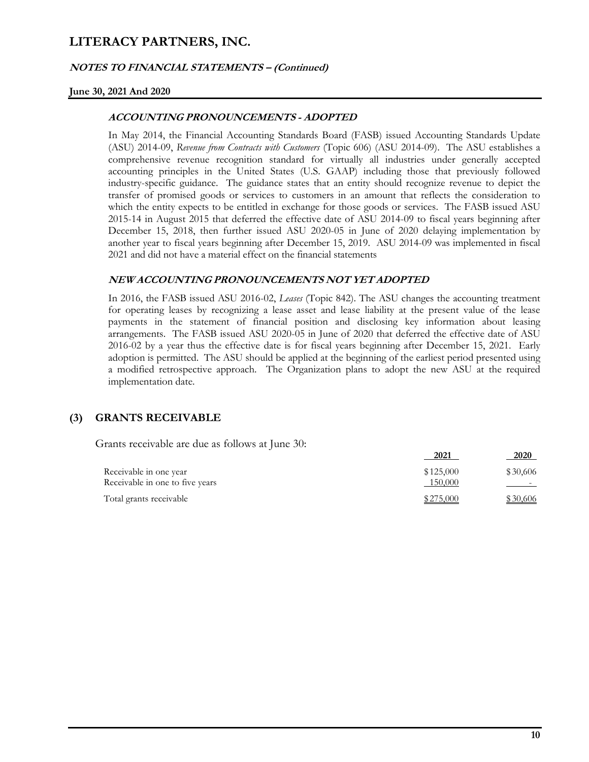# LITERACY PARTNERS, INC.

**NOTES TO FINANCIAL STATEMENTS – (Continued)**

**June 30, 2021 And 2020**

### ACCOUNTING PRONOUNCEMENTS - ADOPTED

In May 2014, the Financial Accounting Standards Board (FASB) issued Accounting Standards Update (ASU) 2014-09, *Revenue from Contracts with Customers* (Topic 606) (ASU 2014-09). The ASU establishes a comprehensive revenue recognition standard for virtually all industries under generally accepted accounting principles in the United States (U.S. GAAP) including those that previously followed industry-specific guidance. The guidance states that an entity should recognize revenue to depict the transfer of promised goods or services to customers in an amount that reflects the consideration to which the entity expects to be entitled in exchange for those goods or services. The FASB issued ASU 2015-14 in August 2015 that deferred the effective date of ASU 2014-09 to fiscal years beginning after December 15, 2018, then further issued ASU 2020-05 in June of 2020 delaying implementation by another year to fiscal years beginning after December 15, 2019. ASU 2014-09 was implemented in fiscal 2021 and did not have a material effect on the financial statements

### NEW ACCOUNTING PRONOUNCEMENTS NOT YET ADOPTED

In 2016, the FASB issued ASU 2016-02, *Leases* (Topic 842). The ASU changes the accounting treatment for operating leases by recognizing a lease asset and lease liability at the present value of the lease payments in the statement of financial position and disclosing key information about leasing arrangements. The FASB issued ASU 2020-05 in June of 2020 that deferred the effective date of ASU 2016-02 by a year thus the effective date is for fiscal years beginning after December 15, 2021. Early adoption is permitted. The ASU should be applied at the beginning of the earliest period presented using a modified retrospective approach. The Organization plans to adopt the new ASU at the required implementation date.

## (3) GRANTS RECEIVABLE

Grants receivable are due as follows at June 30:

| | 2021 | 2020 |
|---|---|---|
| Receivable in one year | $125,000 | $30,606 |
| Receivable in one to five years | 150,000 | - |
| Total grants receivable | $275,000 | $30,606 |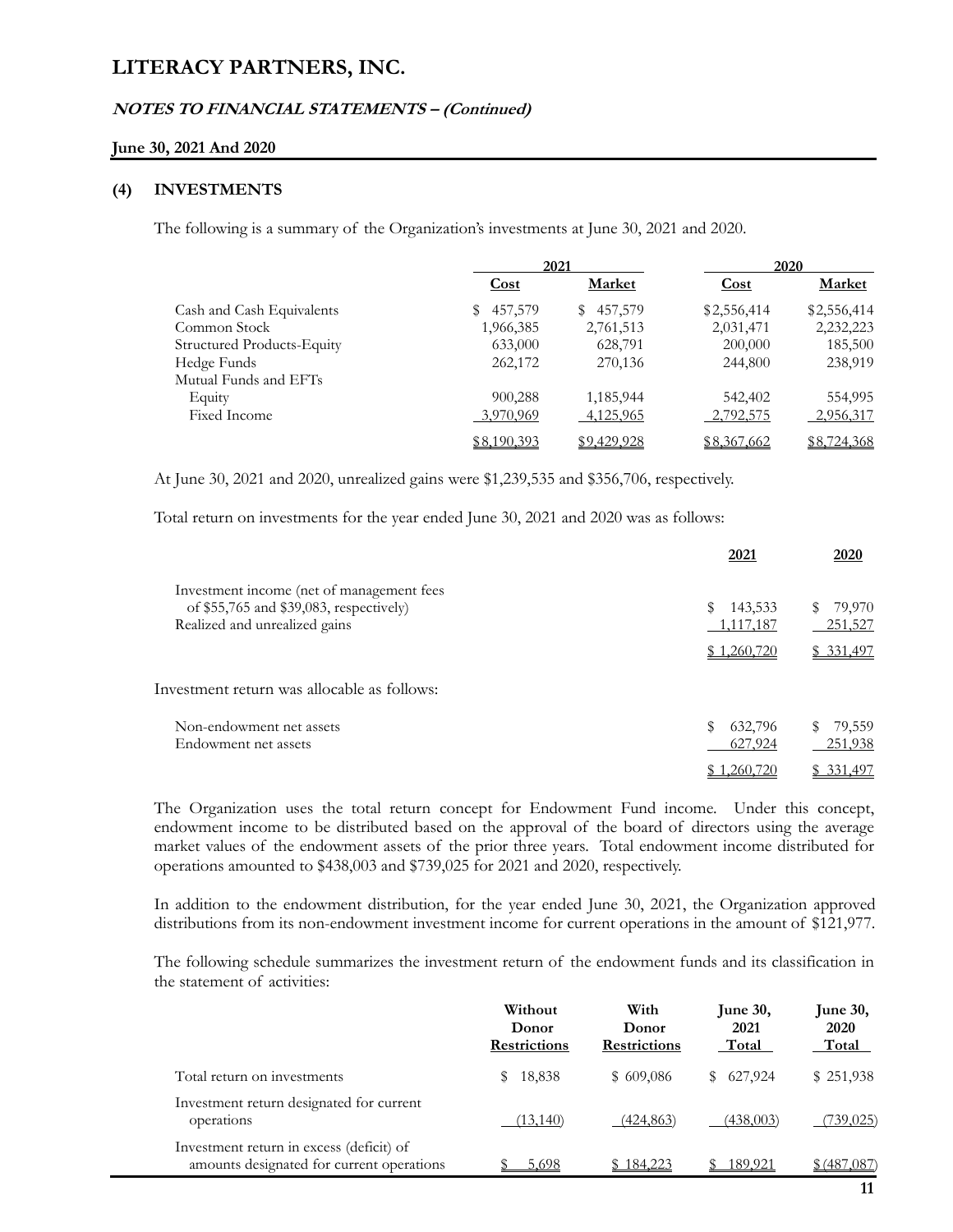# LITERACY PARTNERS, INC.

### *NOTES TO FINANCIAL STATEMENTS – (Continued)*

#### June 30, 2021 And 2020

## (4) INVESTMENTS

The following is a summary of the Organization's investments at June 30, 2021 and 2020.

| | 2021 | | 2020 | |
|---|---|---|---|---|
| | Cost | Market | Cost | Market |
| Cash and Cash Equivalents | $ 457,579 | $ 457,579 | $2,556,414 | $2,556,414 |
| Common Stock | 1,966,385 | 2,761,513 | 2,031,471 | 2,232,223 |
| Structured Products-Equity | 633,000 | 628,791 | 200,000 | 185,500 |
| Hedge Funds | 262,172 | 270,136 | 244,800 | 238,919 |
| Mutual Funds and EFTs | | | | |
| Equity | 900,288 | 1,185,944 | 542,402 | 554,995 |
| Fixed Income | 3,970,969 | 4,125,965 | 2,792,575 | 2,956,317 |
| | $8,190,393 | $9,429,928 | $8,367,662 | $8,724,368 |

At June 30, 2021 and 2020, unrealized gains were $1,239,535 and $356,706, respectively.

Total return on investments for the year ended June 30, 2021 and 2020 was as follows:

| | 2021 | 2020 |
|---|---|---|
| Investment income (net of management fees of $55,765 and $39,083, respectively) | $ 143,533 | $ 79,970 |
| Realized and unrealized gains | 1,117,187 | 251,527 |
| | $ 1,260,720 | $ 331,497 |

Investment return was allocable as follows:

| | 2021 | 2020 |
|---|---|---|
| Non-endowment net assets | $ 632,796 | $ 79,559 |
| Endowment net assets | 627,924 | 251,938 |
| | $ 1,260,720 | $ 331,497 |

The Organization uses the total return concept for Endowment Fund income. Under this concept, endowment income to be distributed based on the approval of the board of directors using the average market values of the endowment assets of the prior three years. Total endowment income distributed for operations amounted to $438,003 and $739,025 for 2021 and 2020, respectively.

In addition to the endowment distribution, for the year ended June 30, 2021, the Organization approved distributions from its non-endowment investment income for current operations in the amount of $121,977.

The following schedule summarizes the investment return of the endowment funds and its classification in the statement of activities:

| | Without Donor Restrictions | With Donor Restrictions | June 30, 2021 Total | June 30, 2020 Total |
|---|---|---|---|---|
| Total return on investments | $ 18,838 | $ 609,086 | $ 627,924 | $ 251,938 |
| Investment return designated for current operations | (13,140) | (424,863) | (438,003) | (739,025) |
| Investment return in excess (deficit) of amounts designated for current operations | $ 5,698 | $ 184,223 | $ 189,921 | $ (487,087) |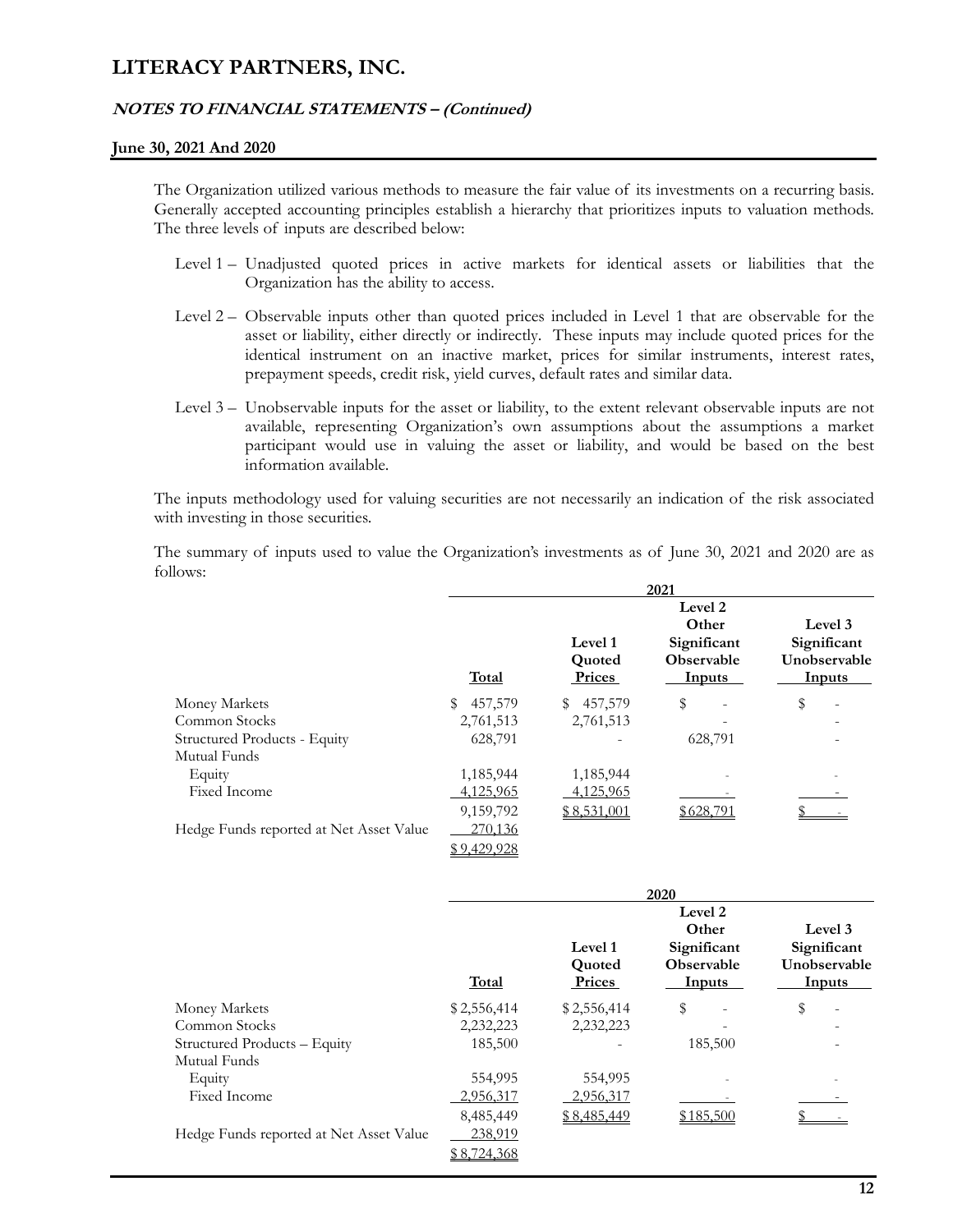# LITERACY PARTNERS, INC.

## *NOTES TO FINANCIAL STATEMENTS – (Continued)*

**June 30, 2021 And 2020**

The Organization utilized various methods to measure the fair value of its investments on a recurring basis. Generally accepted accounting principles establish a hierarchy that prioritizes inputs to valuation methods. The three levels of inputs are described below:

- Level 1 – Unadjusted quoted prices in active markets for identical assets or liabilities that the Organization has the ability to access.
- Level 2 – Observable inputs other than quoted prices included in Level 1 that are observable for the asset or liability, either directly or indirectly. These inputs may include quoted prices for the identical instrument on an inactive market, prices for similar instruments, interest rates, prepayment speeds, credit risk, yield curves, default rates and similar data.
- Level 3 – Unobservable inputs for the asset or liability, to the extent relevant observable inputs are not available, representing Organization's own assumptions about the assumptions a market participant would use in valuing the asset or liability, and would be based on the best information available.

The inputs methodology used for valuing securities are not necessarily an indication of the risk associated with investing in those securities.

The summary of inputs used to value the Organization's investments as of June 30, 2021 and 2020 are as follows:

| | 2021 | | | |
|---|---|---|---|---|
| | **Total** | **Level 1 Quoted Prices** | **Level 2 Other Significant Observable Inputs** | **Level 3 Significant Unobservable Inputs** |
| Money Markets | $ 457,579 | $ 457,579 | $ - | $ - |
| Common Stocks | 2,761,513 | 2,761,513 | - | - |
| Structured Products - Equity | 628,791 | - | 628,791 | - |
| Mutual Funds | | | | |
| Equity | 1,185,944 | 1,185,944 | - | - |
| Fixed Income | 4,125,965 | 4,125,965 | - | - |
| | 9,159,792 | $ 8,531,001 | $ 628,791 | $ - |
| Hedge Funds reported at Net Asset Value | 270,136 | | | |
| | $ 9,429,928 | | | |

| | 2020 | | | |
|---|---|---|---|---|
| | **Total** | **Level 1 Quoted Prices** | **Level 2 Other Significant Observable Inputs** | **Level 3 Significant Unobservable Inputs** |
| Money Markets | $ 2,556,414 | $ 2,556,414 | $ - | $ - |
| Common Stocks | 2,232,223 | 2,232,223 | - | - |
| Structured Products – Equity | 185,500 | - | 185,500 | - |
| Mutual Funds | | | | |
| Equity | 554,995 | 554,995 | - | - |
| Fixed Income | 2,956,317 | 2,956,317 | - | - |
| | 8,485,449 | $ 8,485,449 | $ 185,500 | $ - |
| Hedge Funds reported at Net Asset Value | 238,919 | | | |
| | $ 8,724,368 | | | |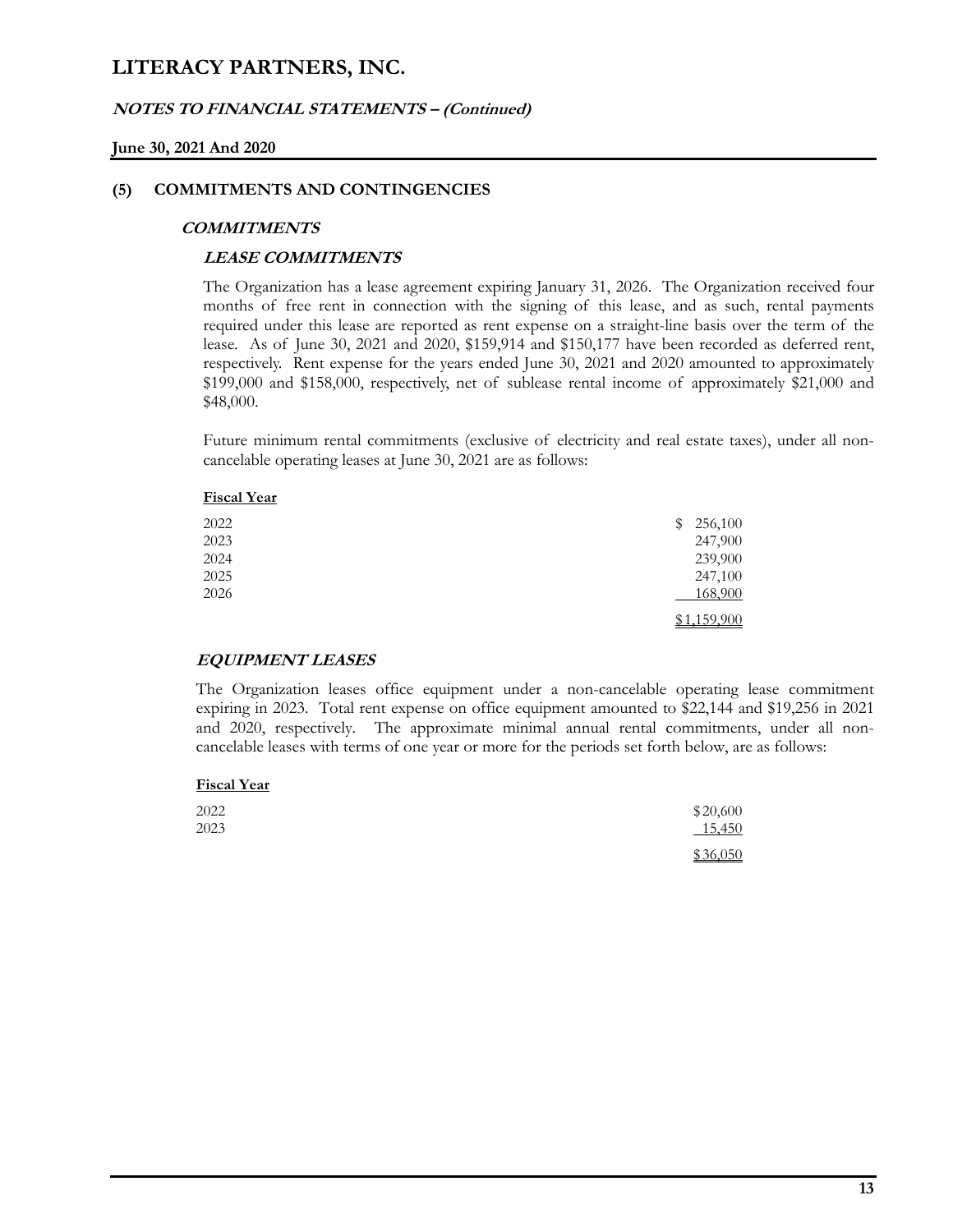# LITERACY PARTNERS, INC.

## *NOTES TO FINANCIAL STATEMENTS – (Continued)*

**June 30, 2021 And 2020**

## (5) COMMITMENTS AND CONTINGENCIES

### *COMMITMENTS*

#### *LEASE COMMITMENTS*

The Organization has a lease agreement expiring January 31, 2026. The Organization received four months of free rent in connection with the signing of this lease, and as such, rental payments required under this lease are reported as rent expense on a straight-line basis over the term of the lease. As of June 30, 2021 and 2020, $159,914 and $150,177 have been recorded as deferred rent, respectively. Rent expense for the years ended June 30, 2021 and 2020 amounted to approximately $199,000 and $158,000, respectively, net of sublease rental income of approximately $21,000 and $48,000.

Future minimum rental commitments (exclusive of electricity and real estate taxes), under all non-cancelable operating leases at June 30, 2021 are as follows:

| Fiscal Year | |
|---|---|
| 2022 | $ 256,100 |
| 2023 | 247,900 |
| 2024 | 239,900 |
| 2025 | 247,100 |
| 2026 | 168,900 |
| | $1,159,900 |

### *EQUIPMENT LEASES*

The Organization leases office equipment under a non-cancelable operating lease commitment expiring in 2023. Total rent expense on office equipment amounted to $22,144 and $19,256 in 2021 and 2020, respectively. The approximate minimal annual rental commitments, under all non-cancelable leases with terms of one year or more for the periods set forth below, are as follows:

| Fiscal Year | |
|---|---|
| 2022 | $20,600 |
| 2023 | 15,450 |
| | $36,050 |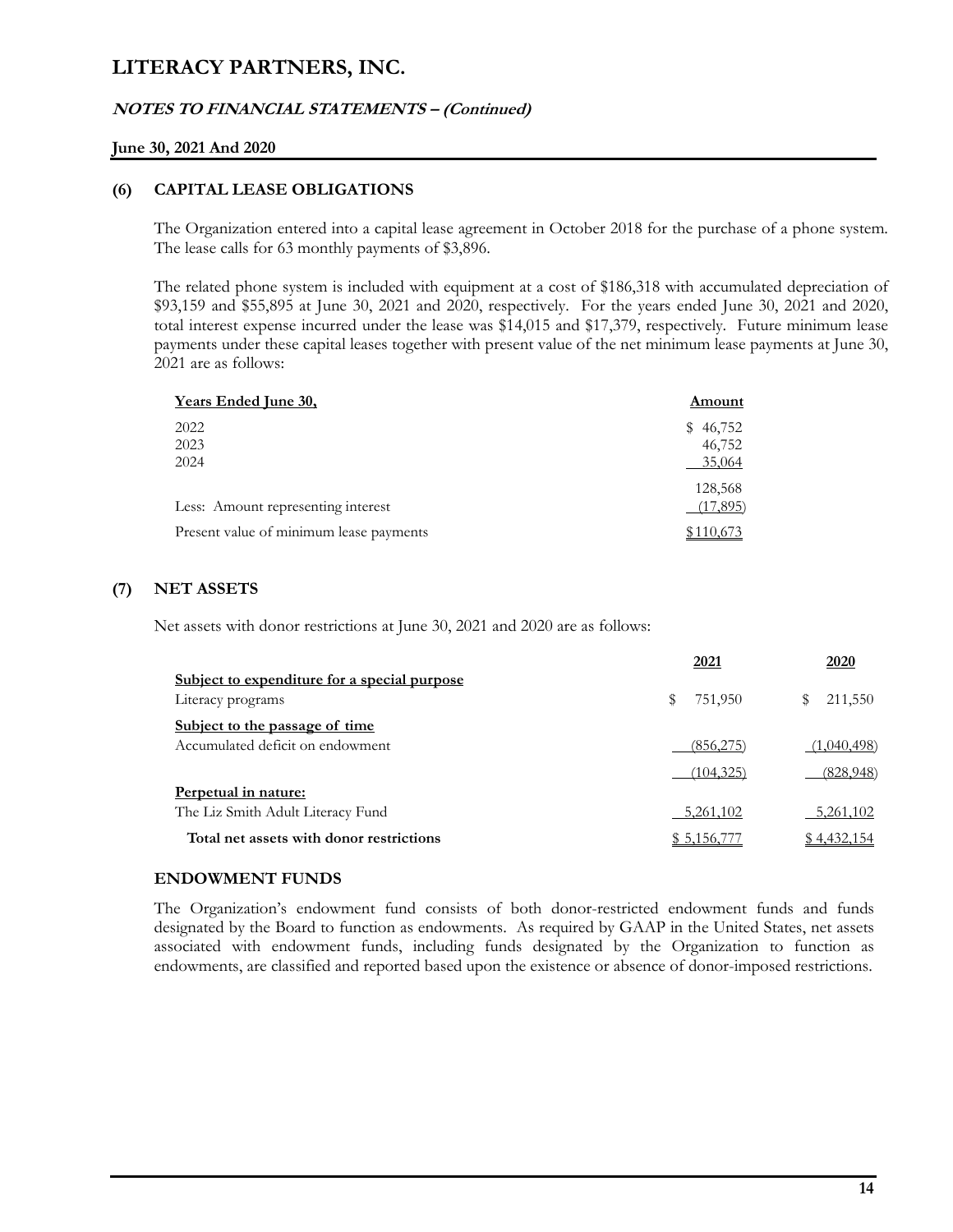# LITERACY PARTNERS, INC.

## NOTES TO FINANCIAL STATEMENTS – (Continued)

**June 30, 2021 And 2020**

### (6) CAPITAL LEASE OBLIGATIONS

The Organization entered into a capital lease agreement in October 2018 for the purchase of a phone system. The lease calls for 63 monthly payments of $3,896.

The related phone system is included with equipment at a cost of $186,318 with accumulated depreciation of $93,159 and $55,895 at June 30, 2021 and 2020, respectively. For the years ended June 30, 2021 and 2020, total interest expense incurred under the lease was $14,015 and $17,379, respectively. Future minimum lease payments under these capital leases together with present value of the net minimum lease payments at June 30, 2021 are as follows:

| Years Ended June 30, | Amount |
|---|---|
| 2022 | $ 46,752 |
| 2023 | 46,752 |
| 2024 | 35,064 |
| | 128,568 |
| Less: Amount representing interest | (17,895) |
| Present value of minimum lease payments | $110,673 |

### (7) NET ASSETS

Net assets with donor restrictions at June 30, 2021 and 2020 are as follows:

| | 2021 | 2020 |
|---|---|---|
| **Subject to expenditure for a special purpose** | | |
| Literacy programs | $ 751,950 | $ 211,550 |
| **Subject to the passage of time** | | |
| Accumulated deficit on endowment | (856,275) | (1,040,498) |
| | (104,325) | (828,948) |
| **Perpetual in nature:** | | |
| The Liz Smith Adult Literacy Fund | 5,261,102 | 5,261,102 |
| **Total net assets with donor restrictions** | $ 5,156,777 | $ 4,432,154 |

#### ENDOWMENT FUNDS

The Organization's endowment fund consists of both donor-restricted endowment funds and funds designated by the Board to function as endowments. As required by GAAP in the United States, net assets associated with endowment funds, including funds designated by the Organization to function as endowments, are classified and reported based upon the existence or absence of donor-imposed restrictions.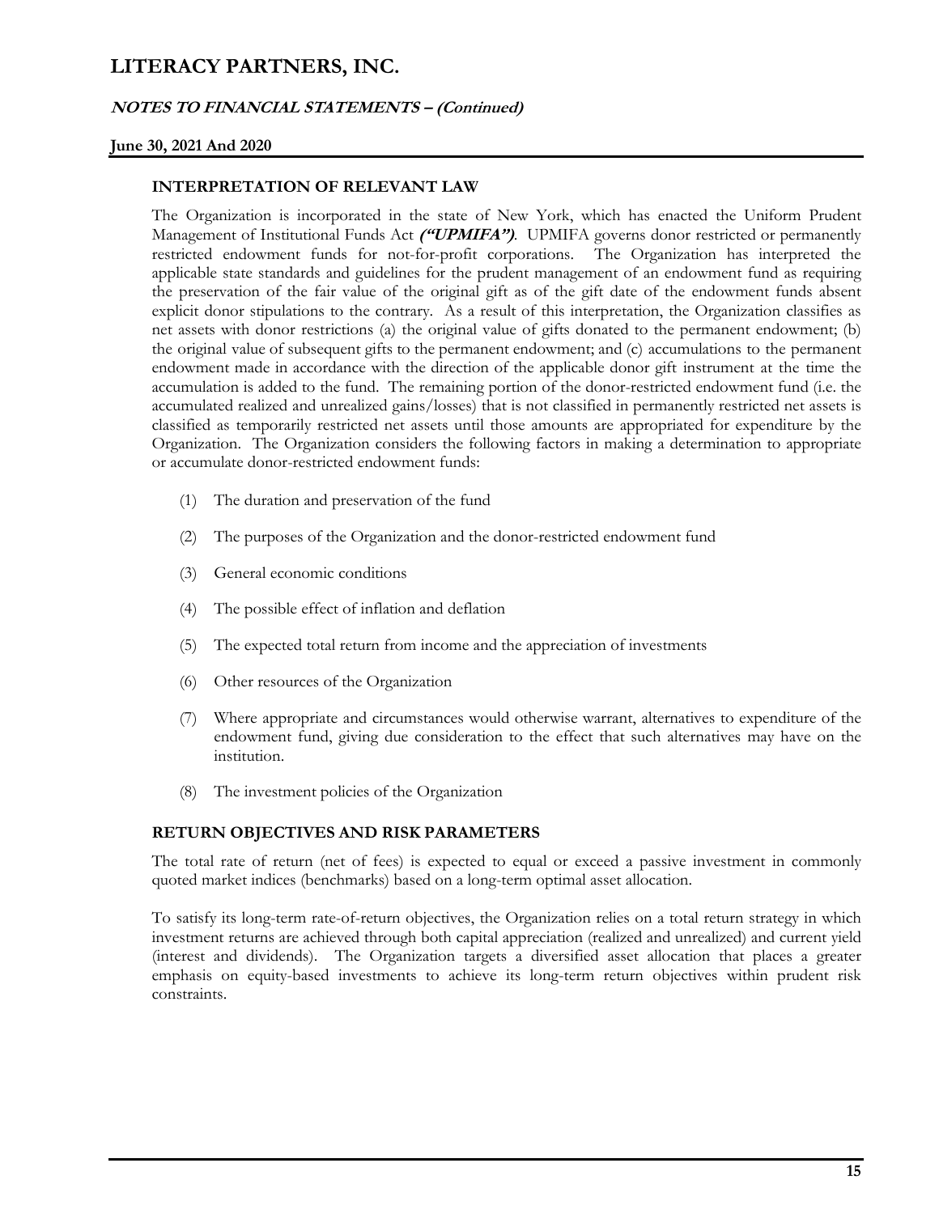### INTERPRETATION OF RELEVANT LAW

The Organization is incorporated in the state of New York, which has enacted the Uniform Prudent Management of Institutional Funds Act ***("UPMIFA")***. UPMIFA governs donor restricted or permanently restricted endowment funds for not-for-profit corporations. The Organization has interpreted the applicable state standards and guidelines for the prudent management of an endowment fund as requiring the preservation of the fair value of the original gift as of the gift date of the endowment funds absent explicit donor stipulations to the contrary. As a result of this interpretation, the Organization classifies as net assets with donor restrictions (a) the original value of gifts donated to the permanent endowment; (b) the original value of subsequent gifts to the permanent endowment; and (c) accumulations to the permanent endowment made in accordance with the direction of the applicable donor gift instrument at the time the accumulation is added to the fund. The remaining portion of the donor-restricted endowment fund (i.e. the accumulated realized and unrealized gains/losses) that is not classified in permanently restricted net assets is classified as temporarily restricted net assets until those amounts are appropriated for expenditure by the Organization. The Organization considers the following factors in making a determination to appropriate or accumulate donor-restricted endowment funds:

(1) The duration and preservation of the fund

(2) The purposes of the Organization and the donor-restricted endowment fund

(3) General economic conditions

(4) The possible effect of inflation and deflation

(5) The expected total return from income and the appreciation of investments

(6) Other resources of the Organization

(7) Where appropriate and circumstances would otherwise warrant, alternatives to expenditure of the endowment fund, giving due consideration to the effect that such alternatives may have on the institution.

(8) The investment policies of the Organization

### RETURN OBJECTIVES AND RISK PARAMETERS

The total rate of return (net of fees) is expected to equal or exceed a passive investment in commonly quoted market indices (benchmarks) based on a long-term optimal asset allocation.

To satisfy its long-term rate-of-return objectives, the Organization relies on a total return strategy in which investment returns are achieved through both capital appreciation (realized and unrealized) and current yield (interest and dividends). The Organization targets a diversified asset allocation that places a greater emphasis on equity-based investments to achieve its long-term return objectives within prudent risk constraints.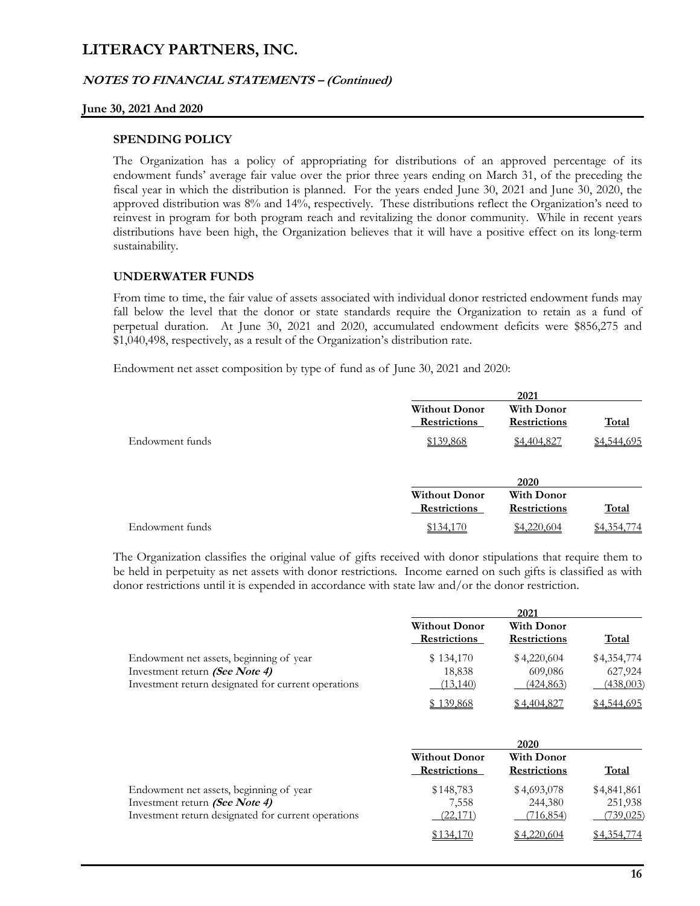### SPENDING POLICY

The Organization has a policy of appropriating for distributions of an approved percentage of its endowment funds' average fair value over the prior three years ending on March 31, of the preceding the fiscal year in which the distribution is planned. For the years ended June 30, 2021 and June 30, 2020, the approved distribution was 8% and 14%, respectively. These distributions reflect the Organization's need to reinvest in program for both program reach and revitalizing the donor community. While in recent years distributions have been high, the Organization believes that it will have a positive effect on its long-term sustainability.

### UNDERWATER FUNDS

From time to time, the fair value of assets associated with individual donor restricted endowment funds may fall below the level that the donor or state standards require the Organization to retain as a fund of perpetual duration. At June 30, 2021 and 2020, accumulated endowment deficits were $856,275 and $1,040,498, respectively, as a result of the Organization's distribution rate.

Endowment net asset composition by type of fund as of June 30, 2021 and 2020:

| | 2021 | | |
|---|---|---|---|
| | Without Donor Restrictions | With Donor Restrictions | Total |
| Endowment funds | $139,868 | $4,404,827 | $4,544,695 |

| | 2020 | | |
|---|---|---|---|
| | Without Donor Restrictions | With Donor Restrictions | Total |
| Endowment funds | $134,170 | $4,220,604 | $4,354,774 |

The Organization classifies the original value of gifts received with donor stipulations that require them to be held in perpetuity as net assets with donor restrictions. Income earned on such gifts is classified as with donor restrictions until it is expended in accordance with state law and/or the donor restriction.

| | 2021 | | |
|---|---|---|---|
| | Without Donor Restrictions | With Donor Restrictions | Total |
| Endowment net assets, beginning of year | $ 134,170 | $ 4,220,604 | $4,354,774 |
| Investment return ***(See Note 4)*** | 18,838 | 609,086 | 627,924 |
| Investment return designated for current operations | (13,140) | (424,863) | (438,003) |
| | $ 139,868 | $ 4,404,827 | $4,544,695 |

| | 2020 | | |
|---|---|---|---|
| | Without Donor Restrictions | With Donor Restrictions | Total |
| Endowment net assets, beginning of year | $148,783 | $ 4,693,078 | $4,841,861 |
| Investment return ***(See Note 4)*** | 7,558 | 244,380 | 251,938 |
| Investment return designated for current operations | (22,171) | (716,854) | (739,025) |
| | $134,170 | $ 4,220,604 | $4,354,774 |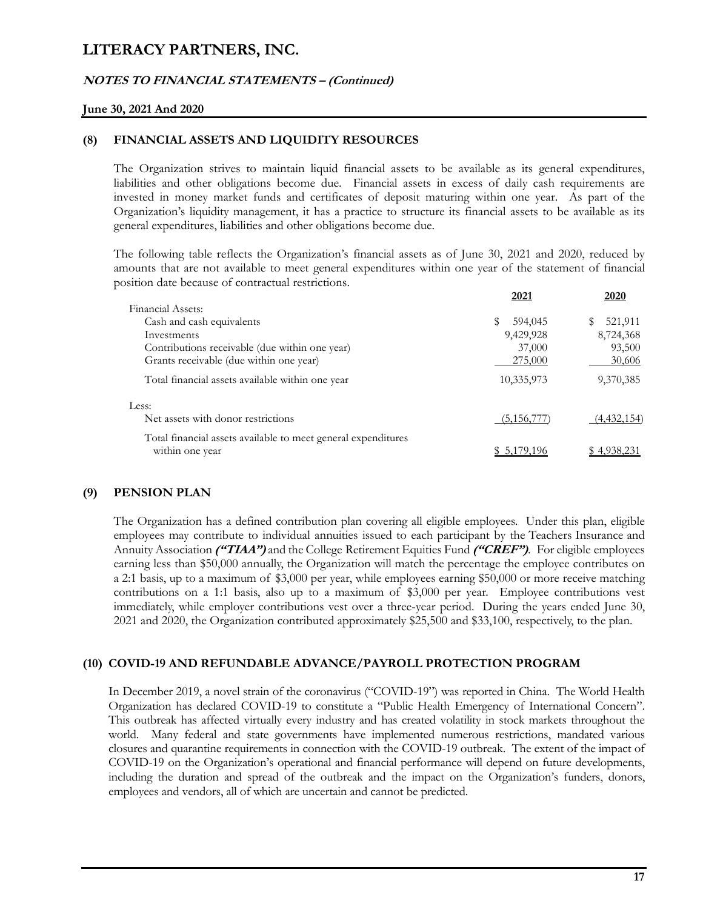# LITERACY PARTNERS, INC.

## NOTES TO FINANCIAL STATEMENTS – (Continued)

**June 30, 2021 And 2020**

### (8) FINANCIAL ASSETS AND LIQUIDITY RESOURCES

The Organization strives to maintain liquid financial assets to be available as its general expenditures, liabilities and other obligations become due. Financial assets in excess of daily cash requirements are invested in money market funds and certificates of deposit maturing within one year. As part of the Organization's liquidity management, it has a practice to structure its financial assets to be available as its general expenditures, liabilities and other obligations become due.

The following table reflects the Organization's financial assets as of June 30, 2021 and 2020, reduced by amounts that are not available to meet general expenditures within one year of the statement of financial position date because of contractual restrictions.

| | 2021 | 2020 |
|---|---|---|
| Financial Assets: | | |
| Cash and cash equivalents | $ 594,045 | $ 521,911 |
| Investments | 9,429,928 | 8,724,368 |
| Contributions receivable (due within one year) | 37,000 | 93,500 |
| Grants receivable (due within one year) | 275,000 | 30,606 |
| Total financial assets available within one year | 10,335,973 | 9,370,385 |
| Less: | | |
| Net assets with donor restrictions | (5,156,777) | (4,432,154) |
| Total financial assets available to meet general expenditures within one year | $ 5,179,196 | $ 4,938,231 |

### (9) PENSION PLAN

The Organization has a defined contribution plan covering all eligible employees. Under this plan, eligible employees may contribute to individual annuities issued to each participant by the Teachers Insurance and Annuity Association ***("TIAA")*** and the College Retirement Equities Fund ***("CREF")***. For eligible employees earning less than $50,000 annually, the Organization will match the percentage the employee contributes on a 2:1 basis, up to a maximum of $3,000 per year, while employees earning $50,000 or more receive matching contributions on a 1:1 basis, also up to a maximum of $3,000 per year. Employee contributions vest immediately, while employer contributions vest over a three-year period. During the years ended June 30, 2021 and 2020, the Organization contributed approximately $25,500 and $33,100, respectively, to the plan.

### (10) COVID-19 AND REFUNDABLE ADVANCE/PAYROLL PROTECTION PROGRAM

In December 2019, a novel strain of the coronavirus ("COVID-19") was reported in China. The World Health Organization has declared COVID-19 to constitute a "Public Health Emergency of International Concern". This outbreak has affected virtually every industry and has created volatility in stock markets throughout the world. Many federal and state governments have implemented numerous restrictions, mandated various closures and quarantine requirements in connection with the COVID-19 outbreak. The extent of the impact of COVID-19 on the Organization's operational and financial performance will depend on future developments, including the duration and spread of the outbreak and the impact on the Organization's funders, donors, employees and vendors, all of which are uncertain and cannot be predicted.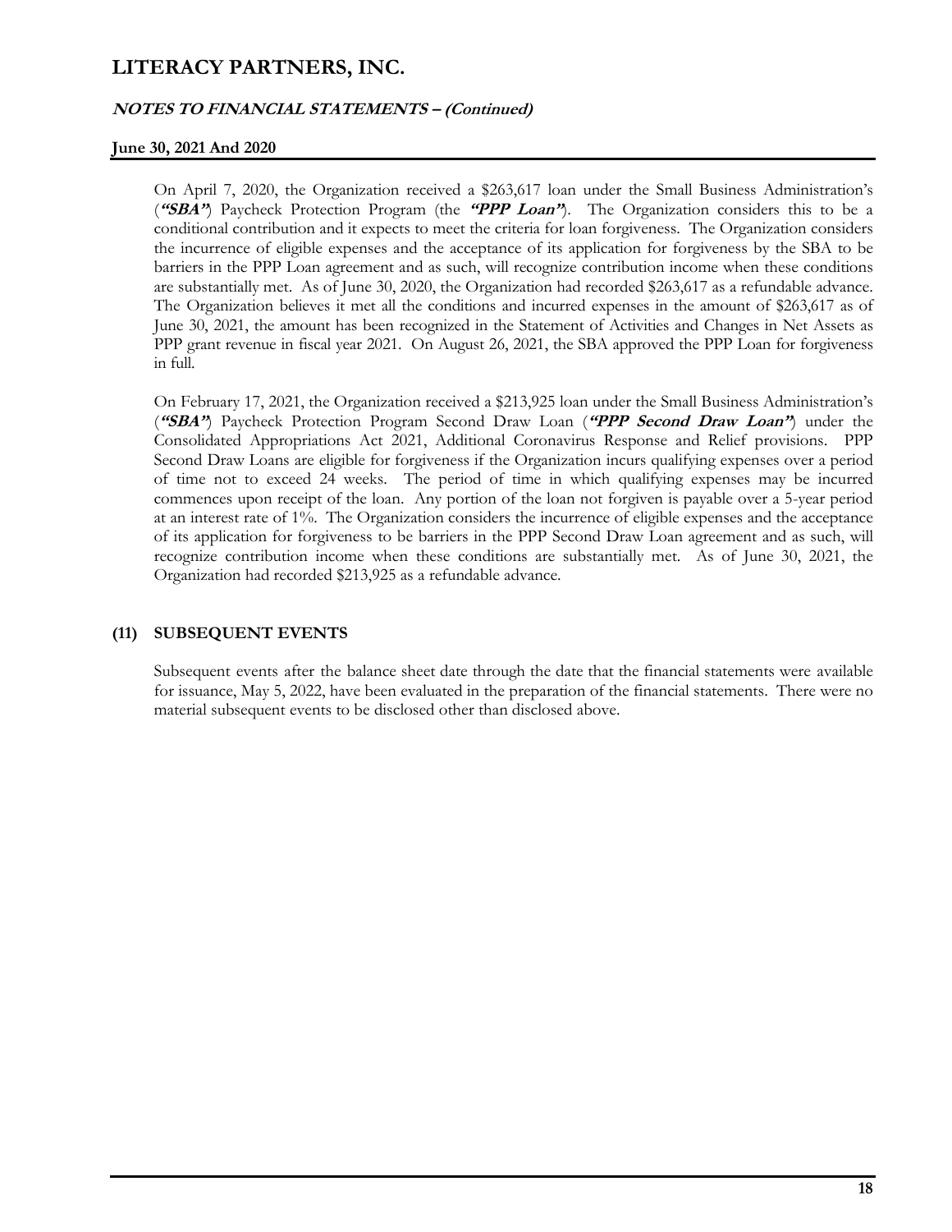On April 7, 2020, the Organization received a $263,617 loan under the Small Business Administration's (***"SBA"***) Paycheck Protection Program (the ***"PPP Loan"***). The Organization considers this to be a conditional contribution and it expects to meet the criteria for loan forgiveness. The Organization considers the incurrence of eligible expenses and the acceptance of its application for forgiveness by the SBA to be barriers in the PPP Loan agreement and as such, will recognize contribution income when these conditions are substantially met. As of June 30, 2020, the Organization had recorded $263,617 as a refundable advance. The Organization believes it met all the conditions and incurred expenses in the amount of $263,617 as of June 30, 2021, the amount has been recognized in the Statement of Activities and Changes in Net Assets as PPP grant revenue in fiscal year 2021. On August 26, 2021, the SBA approved the PPP Loan for forgiveness in full.

On February 17, 2021, the Organization received a $213,925 loan under the Small Business Administration's (***"SBA"***) Paycheck Protection Program Second Draw Loan (***"PPP Second Draw Loan"***) under the Consolidated Appropriations Act 2021, Additional Coronavirus Response and Relief provisions. PPP Second Draw Loans are eligible for forgiveness if the Organization incurs qualifying expenses over a period of time not to exceed 24 weeks. The period of time in which qualifying expenses may be incurred commences upon receipt of the loan. Any portion of the loan not forgiven is payable over a 5-year period at an interest rate of 1%. The Organization considers the incurrence of eligible expenses and the acceptance of its application for forgiveness to be barriers in the PPP Second Draw Loan agreement and as such, will recognize contribution income when these conditions are substantially met. As of June 30, 2021, the Organization had recorded $213,925 as a refundable advance.

## (11) SUBSEQUENT EVENTS

Subsequent events after the balance sheet date through the date that the financial statements were available for issuance, May 5, 2022, have been evaluated in the preparation of the financial statements. There were no material subsequent events to be disclosed other than disclosed above.